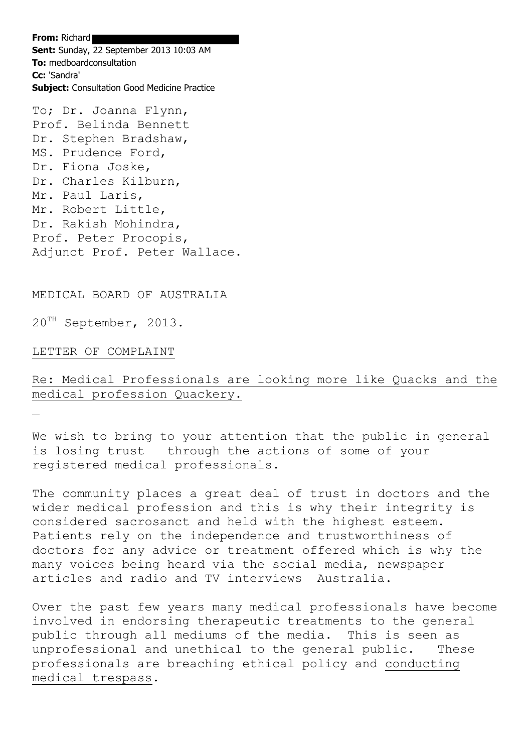**From:** Richard
**Sent:** Sunday, 22 September 2013 10:03 AM
**To:** medboardconsultation
**Cc:** 'Sandra'
**Subject:** Consultation Good Medicine Practice

To; Dr. Joanna Flynn,
Prof. Belinda Bennett
Dr. Stephen Bradshaw,
MS. Prudence Ford,
Dr. Fiona Joske,
Dr. Charles Kilburn,
Mr. Paul Laris,
Mr. Robert Little,
Dr. Rakish Mohindra,
Prof. Peter Procopis,
Adjunct Prof. Peter Wallace.

MEDICAL BOARD OF AUSTRALIA

20TH September, 2013.

LETTER OF COMPLAINT

Re: Medical Professionals are looking more like Quacks and the medical profession Quackery.

We wish to bring to your attention that the public in general is losing trust through the actions of some of your registered medical professionals.

The community places a great deal of trust in doctors and the wider medical profession and this is why their integrity is considered sacrosanct and held with the highest esteem. Patients rely on the independence and trustworthiness of doctors for any advice or treatment offered which is why the many voices being heard via the social media, newspaper articles and radio and TV interviews Australia.

Over the past few years many medical professionals have become involved in endorsing therapeutic treatments to the general public through all mediums of the media. This is seen as unprofessional and unethical to the general public. These professionals are breaching ethical policy and conducting medical trespass.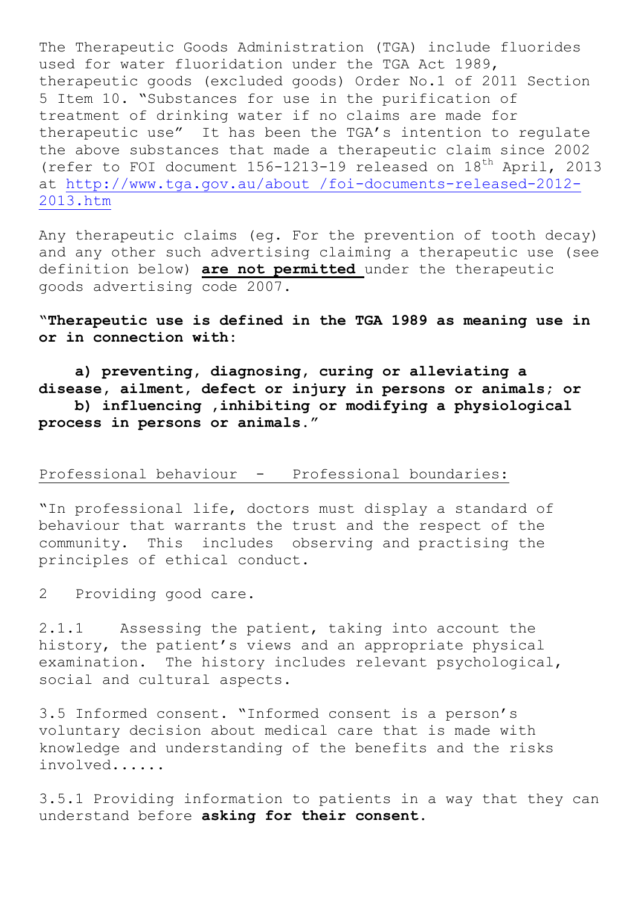The Therapeutic Goods Administration (TGA) include fluorides used for water fluoridation under the TGA Act 1989, therapeutic goods (excluded goods) Order No.1 of 2011 Section 5 Item 10. "Substances for use in the purification of treatment of drinking water if no claims are made for therapeutic use" It has been the TGA's intention to regulate the above substances that made a therapeutic claim since 2002 (refer to FOI document 156-1213-19 released on 18th April, 2013 at [http://www.tga.gov.au/about /foi-documents-released-2012-2013.htm](http://www.tga.gov.au/about/foi-documents-released-2012-2013.htm)

Any therapeutic claims (eg. For the prevention of tooth decay) and any other such advertising claiming a therapeutic use (see definition below) **are not permitted** under the therapeutic goods advertising code 2007.

**"Therapeutic use is defined in the TGA 1989 as meaning use in or in connection with:**

**a) preventing, diagnosing, curing or alleviating a disease, ailment, defect or injury in persons or animals; or**
**b) influencing ,inhibiting or modifying a physiological process in persons or animals."**

Professional behaviour - Professional boundaries:

"In professional life, doctors must display a standard of behaviour that warrants the trust and the respect of the community. This includes observing and practising the principles of ethical conduct.

2 Providing good care.

2.1.1 Assessing the patient, taking into account the history, the patient's views and an appropriate physical examination. The history includes relevant psychological, social and cultural aspects.

3.5 Informed consent. "Informed consent is a person's voluntary decision about medical care that is made with knowledge and understanding of the benefits and the risks involved......

3.5.1 Providing information to patients in a way that they can understand before **asking for their consent.**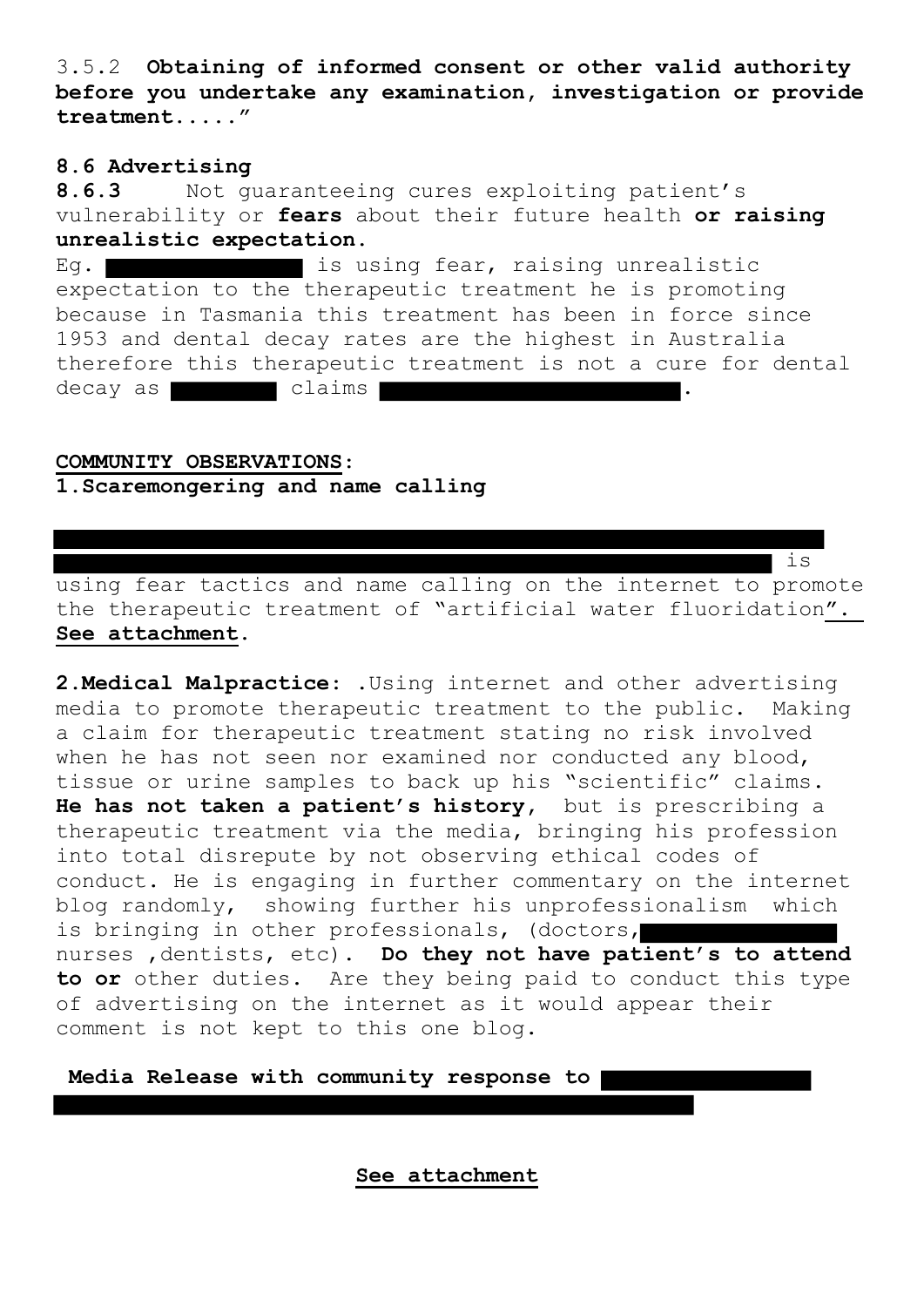3.5.2 **Obtaining of informed consent or other valid authority before you undertake any examination, investigation or provide treatment.....**"

**8.6 Advertising**

**8.6.3** Not guaranteeing cures exploiting patient's vulnerability or **fears** about their future health **or raising unrealistic expectation.**

Eg. ██████████ is using fear, raising unrealistic expectation to the therapeutic treatment he is promoting because in Tasmania this treatment has been in force since 1953 and dental decay rates are the highest in Australia therefore this therapeutic treatment is not a cure for dental decay as ██████ claims ████████████████████.

**COMMUNITY OBSERVATIONS:**

**1.Scaremongering and name calling**

████████████████████████████████████████████████████████ is using fear tactics and name calling on the internet to promote the therapeutic treatment of "artificial water fluoridation". **See attachment.**

**2.Medical Malpractice:** .Using internet and other advertising media to promote therapeutic treatment to the public. Making a claim for therapeutic treatment stating no risk involved when he has not seen nor examined nor conducted any blood, tissue or urine samples to back up his "scientific" claims. **He has not taken a patient's history**, but is prescribing a therapeutic treatment via the media, bringing his profession into total disrepute by not observing ethical codes of conduct. He is engaging in further commentary on the internet blog randomly, showing further his unprofessionalism which is bringing in other professionals, (doctors, ████████ nurses ,dentists, etc). **Do they not have patient's to attend to or** other duties. Are they being paid to conduct this type of advertising on the internet as it would appear their comment is not kept to this one blog.

**Media Release with community response to** ██████████ ████████████████████████████████

**See attachment**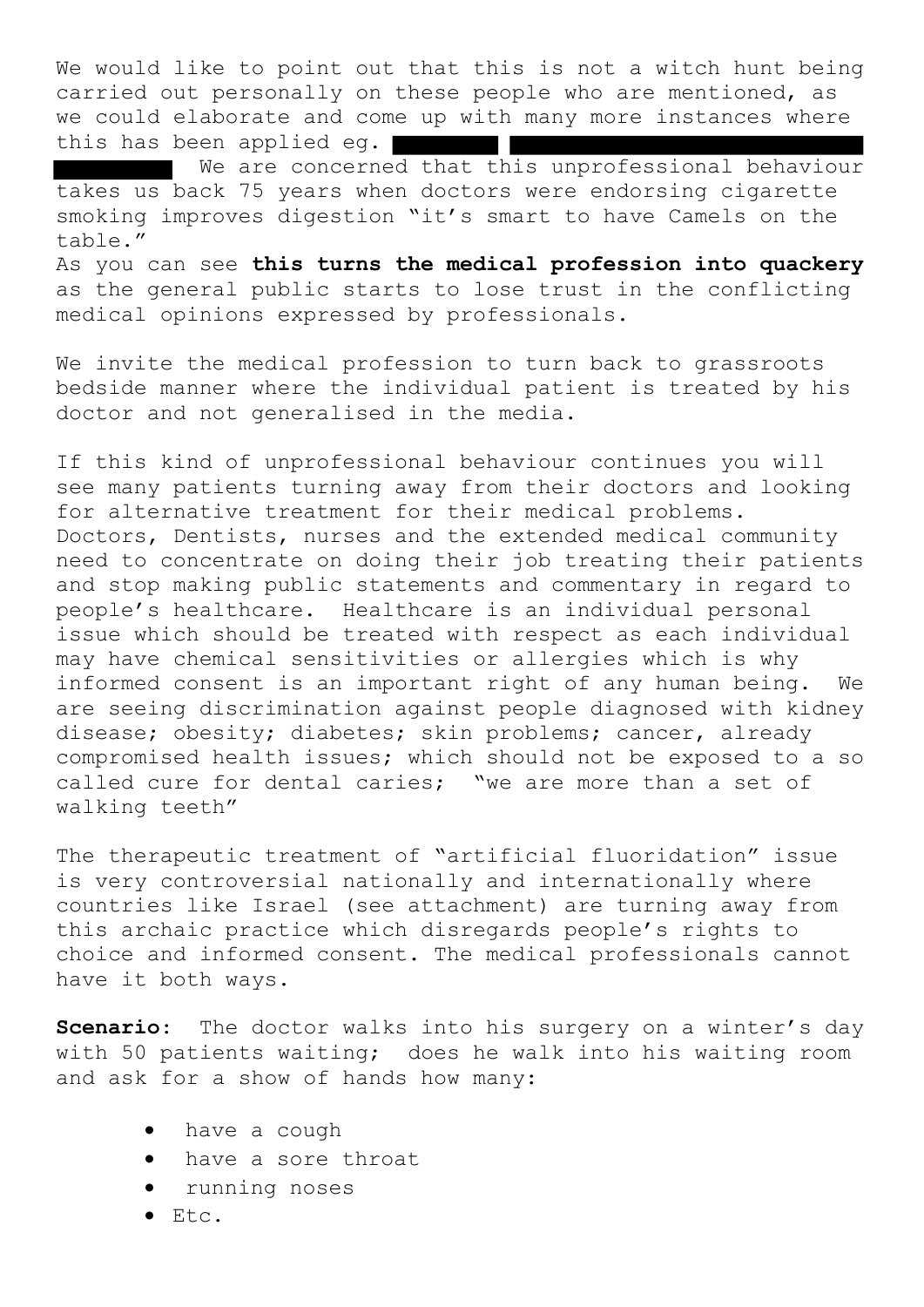We would like to point out that this is not a witch hunt being carried out personally on these people who are mentioned, as we could elaborate and come up with many more instances where this has been applied eg. ███████ ███████████████████████████ ███████ We are concerned that this unprofessional behaviour takes us back 75 years when doctors were endorsing cigarette smoking improves digestion "it's smart to have Camels on the table."
As you can see **this turns the medical profession into quackery** as the general public starts to lose trust in the conflicting medical opinions expressed by professionals.

We invite the medical profession to turn back to grassroots bedside manner where the individual patient is treated by his doctor and not generalised in the media.

If this kind of unprofessional behaviour continues you will see many patients turning away from their doctors and looking for alternative treatment for their medical problems. Doctors, Dentists, nurses and the extended medical community need to concentrate on doing their job treating their patients and stop making public statements and commentary in regard to people's healthcare. Healthcare is an individual personal issue which should be treated with respect as each individual may have chemical sensitivities or allergies which is why informed consent is an important right of any human being. We are seeing discrimination against people diagnosed with kidney disease; obesity; diabetes; skin problems; cancer, already compromised health issues; which should not be exposed to a so called cure for dental caries; "we are more than a set of walking teeth"

The therapeutic treatment of "artificial fluoridation" issue is very controversial nationally and internationally where countries like Israel (see attachment) are turning away from this archaic practice which disregards people's rights to choice and informed consent. The medical professionals cannot have it both ways.

**Scenario**: The doctor walks into his surgery on a winter's day with 50 patients waiting; does he walk into his waiting room and ask for a show of hands how many:

- have a cough
- have a sore throat
- running noses
- Etc.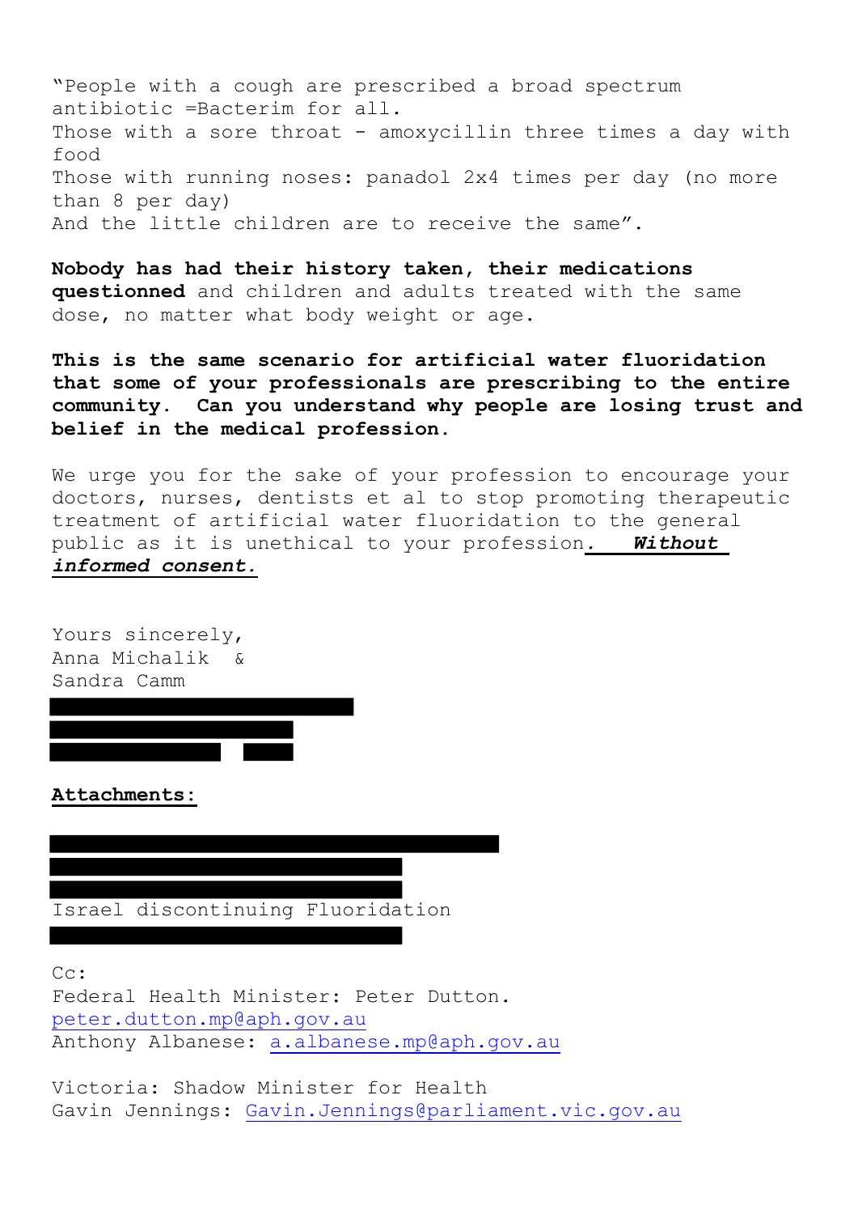"People with a cough are prescribed a broad spectrum antibiotic =Bacterim for all.
Those with a sore throat - amoxycillin three times a day with food
Those with running noses: panadol 2x4 times per day (no more than 8 per day)
And the little children are to receive the same".

**Nobody has had their history taken, their medications questionned** and children and adults treated with the same dose, no matter what body weight or age.

**This is the same scenario for artificial water fluoridation that some of your professionals are prescribing to the entire community. Can you understand why people are losing trust and belief in the medical profession.**

We urge you for the sake of your profession to encourage your doctors, nurses, dentists et al to stop promoting therapeutic treatment of artificial water fluoridation to the general public as it is unethical to your profession. ***Without informed consent.***

Yours sincerely,
Anna Michalik &
Sandra Camm

**Attachments:**

Israel discontinuing Fluoridation

Cc:
Federal Health Minister: Peter Dutton.
peter.dutton.mp@aph.gov.au
Anthony Albanese: a.albanese.mp@aph.gov.au

Victoria: Shadow Minister for Health
Gavin Jennings: Gavin.Jennings@parliament.vic.gov.au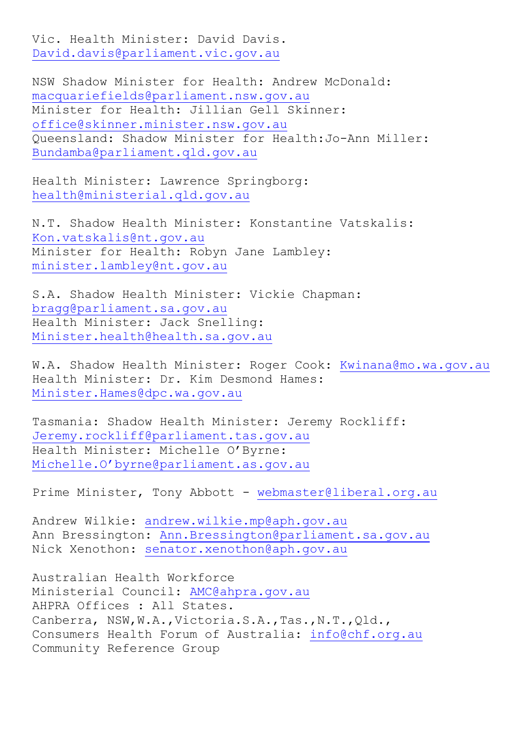Vic. Health Minister: David Davis.
David.davis@parliament.vic.gov.au

NSW Shadow Minister for Health: Andrew McDonald:
macquariefields@parliament.nsw.gov.au
Minister for Health: Jillian Gell Skinner:
office@skinner.minister.nsw.gov.au
Queensland: Shadow Minister for Health:Jo-Ann Miller:
Bundamba@parliament.qld.gov.au

Health Minister: Lawrence Springborg:
health@ministerial.qld.gov.au

N.T. Shadow Health Minister: Konstantine Vatskalis:
Kon.vatskalis@nt.gov.au
Minister for Health: Robyn Jane Lambley:
minister.lambley@nt.gov.au

S.A. Shadow Health Minister: Vickie Chapman:
bragg@parliament.sa.gov.au
Health Minister: Jack Snelling:
Minister.health@health.sa.gov.au

W.A. Shadow Health Minister: Roger Cook: Kwinana@mo.wa.gov.au
Health Minister: Dr. Kim Desmond Hames:
Minister.Hames@dpc.wa.gov.au

Tasmania: Shadow Health Minister: Jeremy Rockliff:
Jeremy.rockliff@parliament.tas.gov.au
Health Minister: Michelle O'Byrne:
Michelle.O'byrne@parliament.as.gov.au

Prime Minister, Tony Abbott - webmaster@liberal.org.au

Andrew Wilkie: andrew.wilkie.mp@aph.gov.au
Ann Bressington: Ann.Bressington@parliament.sa.gov.au
Nick Xenothon: senator.xenothon@aph.gov.au

Australian Health Workforce
Ministerial Council: AMC@ahpra.gov.au
AHPRA Offices : All States.
Canberra, NSW,W.A.,Victoria.S.A.,Tas.,N.T.,Qld.,
Consumers Health Forum of Australia: info@chf.org.au
Community Reference Group